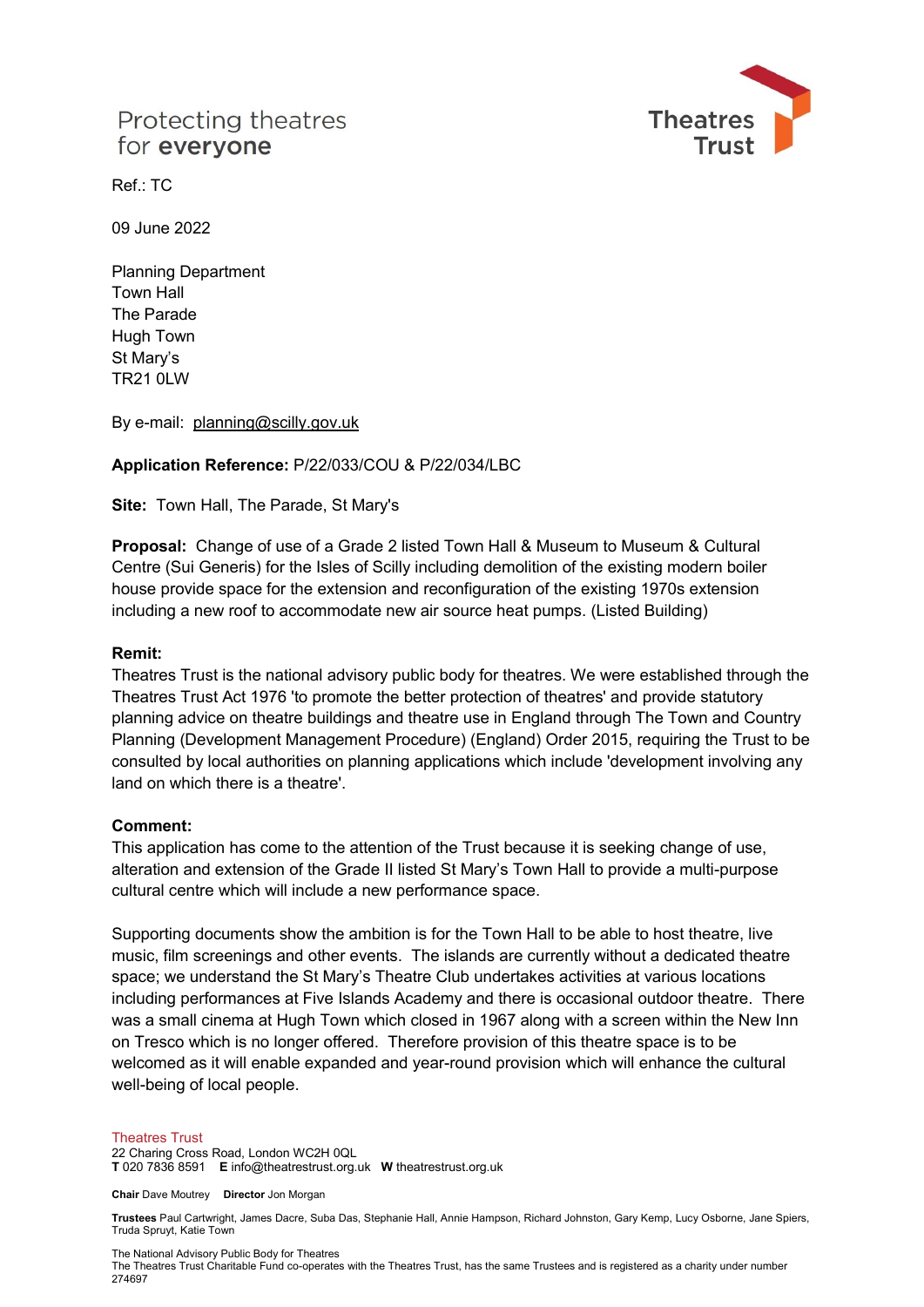Protecting theatres
for **everyone**

Theatres Trust

Ref.: TC

09 June 2022

Planning Department
Town Hall
The Parade
Hugh Town
St Mary's
TR21 0LW

By e-mail: planning@scilly.gov.uk

**Application Reference:** P/22/033/COU & P/22/034/LBC

**Site:** Town Hall, The Parade, St Mary's

**Proposal:** Change of use of a Grade 2 listed Town Hall & Museum to Museum & Cultural Centre (Sui Generis) for the Isles of Scilly including demolition of the existing modern boiler house provide space for the extension and reconfiguration of the existing 1970s extension including a new roof to accommodate new air source heat pumps. (Listed Building)

**Remit:**
Theatres Trust is the national advisory public body for theatres. We were established through the Theatres Trust Act 1976 'to promote the better protection of theatres' and provide statutory planning advice on theatre buildings and theatre use in England through The Town and Country Planning (Development Management Procedure) (England) Order 2015, requiring the Trust to be consulted by local authorities on planning applications which include 'development involving any land on which there is a theatre'.

**Comment:**
This application has come to the attention of the Trust because it is seeking change of use, alteration and extension of the Grade II listed St Mary's Town Hall to provide a multi-purpose cultural centre which will include a new performance space.

Supporting documents show the ambition is for the Town Hall to be able to host theatre, live music, film screenings and other events. The islands are currently without a dedicated theatre space; we understand the St Mary's Theatre Club undertakes activities at various locations including performances at Five Islands Academy and there is occasional outdoor theatre. There was a small cinema at Hugh Town which closed in 1967 along with a screen within the New Inn on Tresco which is no longer offered. Therefore provision of this theatre space is to be welcomed as it will enable expanded and year-round provision which will enhance the cultural well-being of local people.

Theatres Trust
22 Charing Cross Road, London WC2H 0QL
**T** 020 7836 8591 **E** info@theatrestrust.org.uk **W** theatrestrust.org.uk

**Chair** Dave Moutrey **Director** Jon Morgan

**Trustees** Paul Cartwright, James Dacre, Suba Das, Stephanie Hall, Annie Hampson, Richard Johnston, Gary Kemp, Lucy Osborne, Jane Spiers, Truda Spruyt, Katie Town

The National Advisory Public Body for Theatres
The Theatres Trust Charitable Fund co-operates with the Theatres Trust, has the same Trustees and is registered as a charity under number 274697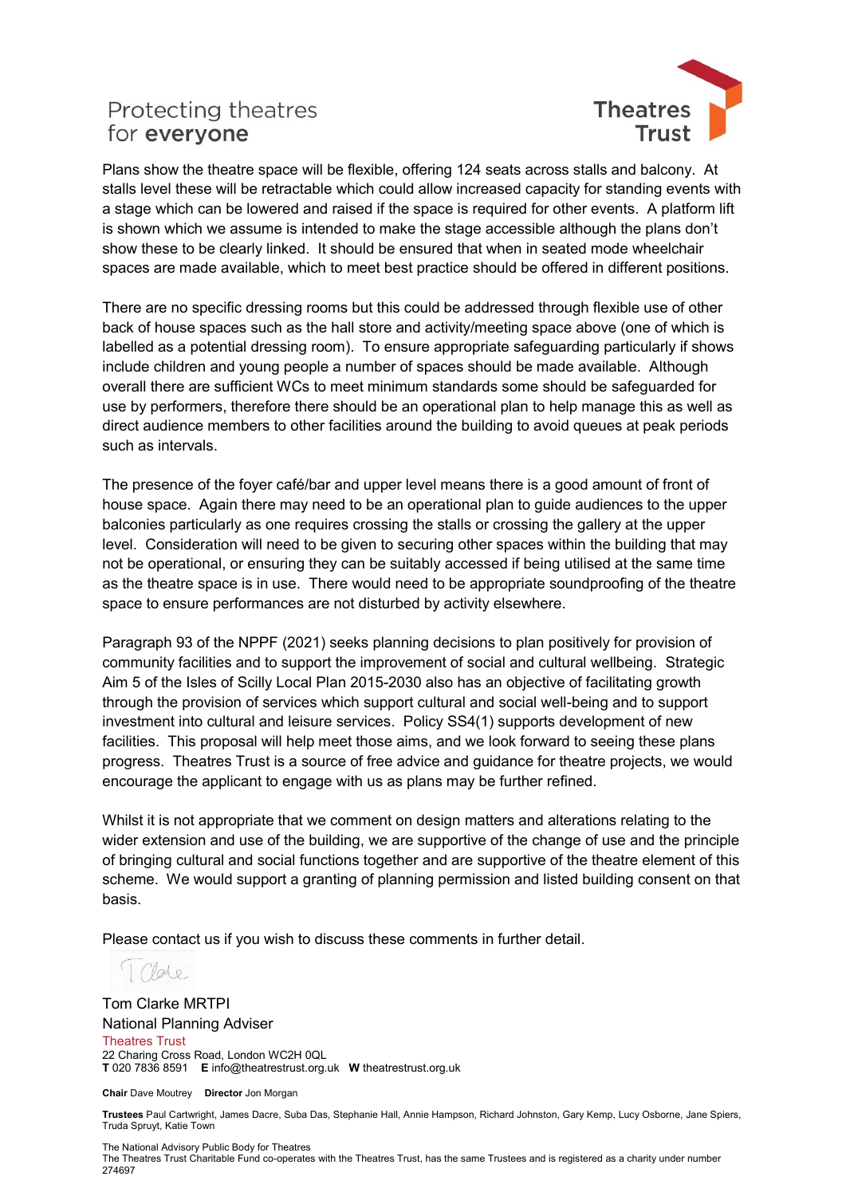Plans show the theatre space will be flexible, offering 124 seats across stalls and balcony. At stalls level these will be retractable which could allow increased capacity for standing events with a stage which can be lowered and raised if the space is required for other events. A platform lift is shown which we assume is intended to make the stage accessible although the plans don't show these to be clearly linked. It should be ensured that when in seated mode wheelchair spaces are made available, which to meet best practice should be offered in different positions.

There are no specific dressing rooms but this could be addressed through flexible use of other back of house spaces such as the hall store and activity/meeting space above (one of which is labelled as a potential dressing room). To ensure appropriate safeguarding particularly if shows include children and young people a number of spaces should be made available. Although overall there are sufficient WCs to meet minimum standards some should be safeguarded for use by performers, therefore there should be an operational plan to help manage this as well as direct audience members to other facilities around the building to avoid queues at peak periods such as intervals.

The presence of the foyer café/bar and upper level means there is a good amount of front of house space. Again there may need to be an operational plan to guide audiences to the upper balconies particularly as one requires crossing the stalls or crossing the gallery at the upper level. Consideration will need to be given to securing other spaces within the building that may not be operational, or ensuring they can be suitably accessed if being utilised at the same time as the theatre space is in use. There would need to be appropriate soundproofing of the theatre space to ensure performances are not disturbed by activity elsewhere.

Paragraph 93 of the NPPF (2021) seeks planning decisions to plan positively for provision of community facilities and to support the improvement of social and cultural wellbeing. Strategic Aim 5 of the Isles of Scilly Local Plan 2015-2030 also has an objective of facilitating growth through the provision of services which support cultural and social well-being and to support investment into cultural and leisure services. Policy SS4(1) supports development of new facilities. This proposal will help meet those aims, and we look forward to seeing these plans progress. Theatres Trust is a source of free advice and guidance for theatre projects, we would encourage the applicant to engage with us as plans may be further refined.

Whilst it is not appropriate that we comment on design matters and alterations relating to the wider extension and use of the building, we are supportive of the change of use and the principle of bringing cultural and social functions together and are supportive of the theatre element of this scheme. We would support a granting of planning permission and listed building consent on that basis.

Please contact us if you wish to discuss these comments in further detail.

T Clarke

Tom Clarke MRTPI
National Planning Adviser
Theatres Trust
22 Charing Cross Road, London WC2H 0QL
**T** 020 7836 8591 **E** info@theatrestrust.org.uk **W** theatrestrust.org.uk

**Chair** Dave Moutrey **Director** Jon Morgan

**Trustees** Paul Cartwright, James Dacre, Suba Das, Stephanie Hall, Annie Hampson, Richard Johnston, Gary Kemp, Lucy Osborne, Jane Spiers, Truda Spruyt, Katie Town

The National Advisory Public Body for Theatres
The Theatres Trust Charitable Fund co-operates with the Theatres Trust, has the same Trustees and is registered as a charity under number 274697